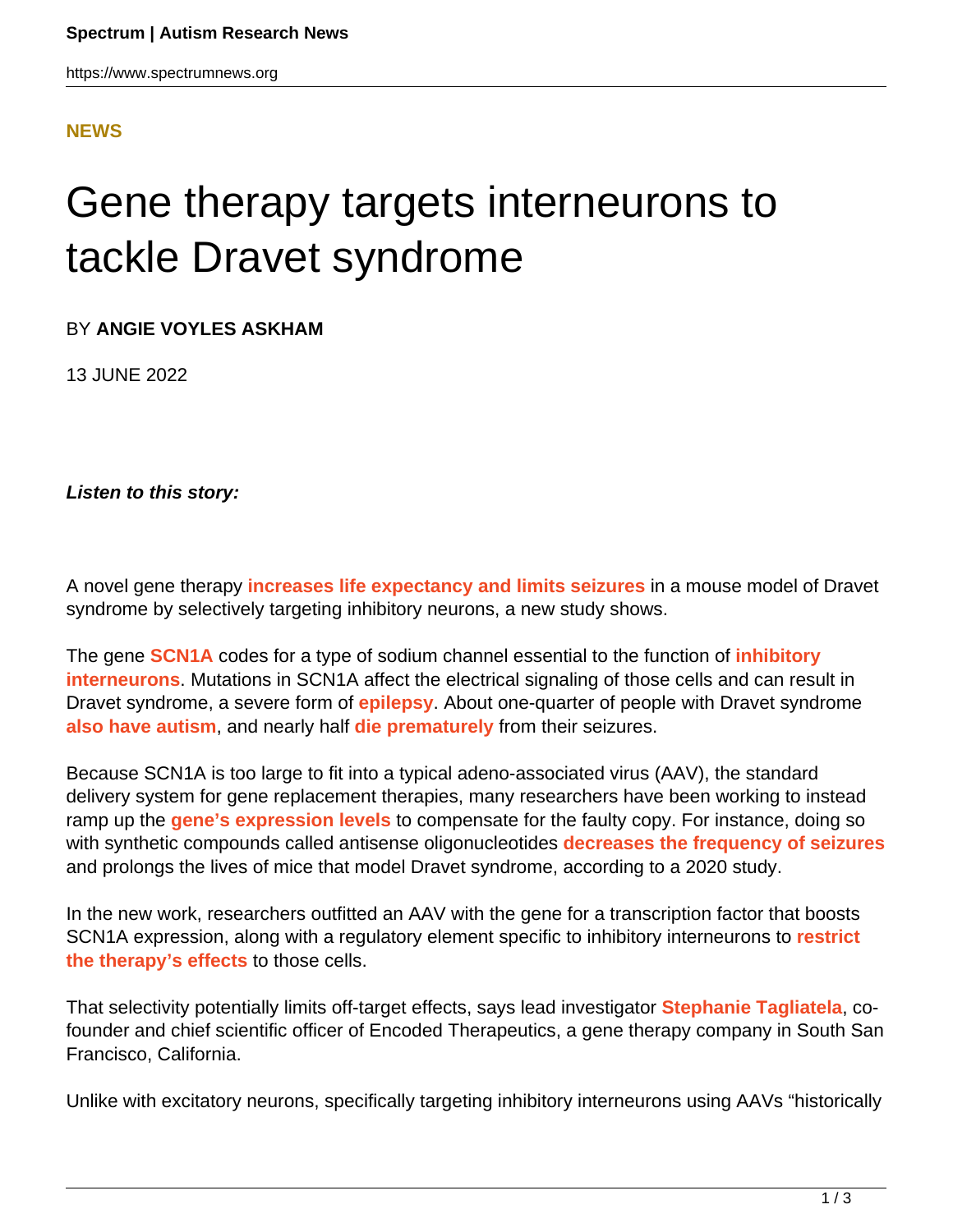**NEWS**

# Gene therapy targets interneurons to tackle Dravet syndrome

BY **ANGIE VOYLES ASKHAM**

13 JUNE 2022

***Listen to this story:***

A novel gene therapy **increases life expectancy and limits seizures** in a mouse model of Dravet syndrome by selectively targeting inhibitory neurons, a new study shows.

The gene **SCN1A** codes for a type of sodium channel essential to the function of **inhibitory interneurons**. Mutations in SCN1A affect the electrical signaling of those cells and can result in Dravet syndrome, a severe form of **epilepsy**. About one-quarter of people with Dravet syndrome **also have autism**, and nearly half **die prematurely** from their seizures.

Because SCN1A is too large to fit into a typical adeno-associated virus (AAV), the standard delivery system for gene replacement therapies, many researchers have been working to instead ramp up the **gene's expression levels** to compensate for the faulty copy. For instance, doing so with synthetic compounds called antisense oligonucleotides **decreases the frequency of seizures** and prolongs the lives of mice that model Dravet syndrome, according to a 2020 study.

In the new work, researchers outfitted an AAV with the gene for a transcription factor that boosts SCN1A expression, along with a regulatory element specific to inhibitory interneurons to **restrict the therapy's effects** to those cells.

That selectivity potentially limits off-target effects, says lead investigator **Stephanie Tagliatela**, co-founder and chief scientific officer of Encoded Therapeutics, a gene therapy company in South San Francisco, California.

Unlike with excitatory neurons, specifically targeting inhibitory interneurons using AAVs "historically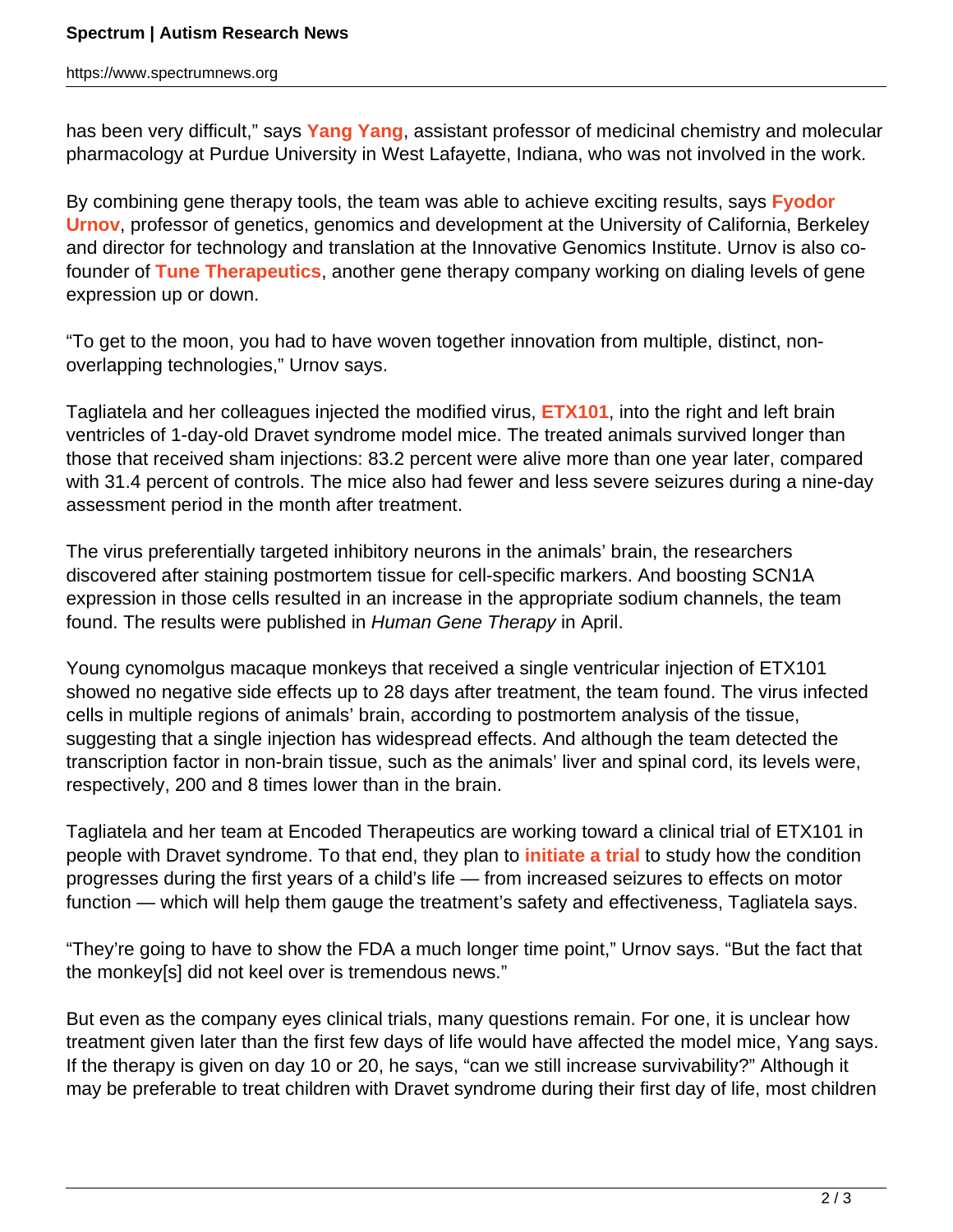has been very difficult," says Yang Yang, assistant professor of medicinal chemistry and molecular pharmacology at Purdue University in West Lafayette, Indiana, who was not involved in the work.

By combining gene therapy tools, the team was able to achieve exciting results, says Fyodor Urnov, professor of genetics, genomics and development at the University of California, Berkeley and director for technology and translation at the Innovative Genomics Institute. Urnov is also co-founder of Tune Therapeutics, another gene therapy company working on dialing levels of gene expression up or down.

"To get to the moon, you had to have woven together innovation from multiple, distinct, non-overlapping technologies," Urnov says.

Tagliatela and her colleagues injected the modified virus, ETX101, into the right and left brain ventricles of 1-day-old Dravet syndrome model mice. The treated animals survived longer than those that received sham injections: 83.2 percent were alive more than one year later, compared with 31.4 percent of controls. The mice also had fewer and less severe seizures during a nine-day assessment period in the month after treatment.

The virus preferentially targeted inhibitory neurons in the animals' brain, the researchers discovered after staining postmortem tissue for cell-specific markers. And boosting SCN1A expression in those cells resulted in an increase in the appropriate sodium channels, the team found. The results were published in *Human Gene Therapy* in April.

Young cynomolgus macaque monkeys that received a single ventricular injection of ETX101 showed no negative side effects up to 28 days after treatment, the team found. The virus infected cells in multiple regions of animals' brain, according to postmortem analysis of the tissue, suggesting that a single injection has widespread effects. And although the team detected the transcription factor in non-brain tissue, such as the animals' liver and spinal cord, its levels were, respectively, 200 and 8 times lower than in the brain.

Tagliatela and her team at Encoded Therapeutics are working toward a clinical trial of ETX101 in people with Dravet syndrome. To that end, they plan to initiate a trial to study how the condition progresses during the first years of a child's life — from increased seizures to effects on motor function — which will help them gauge the treatment's safety and effectiveness, Tagliatela says.

"They're going to have to show the FDA a much longer time point," Urnov says. "But the fact that the monkey[s] did not keel over is tremendous news."

But even as the company eyes clinical trials, many questions remain. For one, it is unclear how treatment given later than the first few days of life would have affected the model mice, Yang says. If the therapy is given on day 10 or 20, he says, "can we still increase survivability?" Although it may be preferable to treat children with Dravet syndrome during their first day of life, most children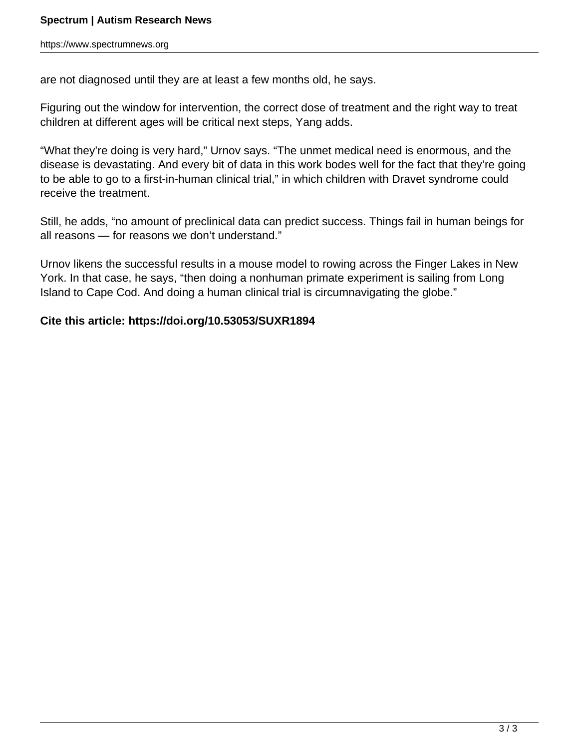are not diagnosed until they are at least a few months old, he says.

Figuring out the window for intervention, the correct dose of treatment and the right way to treat children at different ages will be critical next steps, Yang adds.

“What they’re doing is very hard,” Urnov says. “The unmet medical need is enormous, and the disease is devastating. And every bit of data in this work bodes well for the fact that they’re going to be able to go to a first-in-human clinical trial,” in which children with Dravet syndrome could receive the treatment.

Still, he adds, “no amount of preclinical data can predict success. Things fail in human beings for all reasons — for reasons we don’t understand.”

Urnov likens the successful results in a mouse model to rowing across the Finger Lakes in New York. In that case, he says, “then doing a nonhuman primate experiment is sailing from Long Island to Cape Cod. And doing a human clinical trial is circumnavigating the globe.”

**Cite this article: https://doi.org/10.53053/SUXR1894**